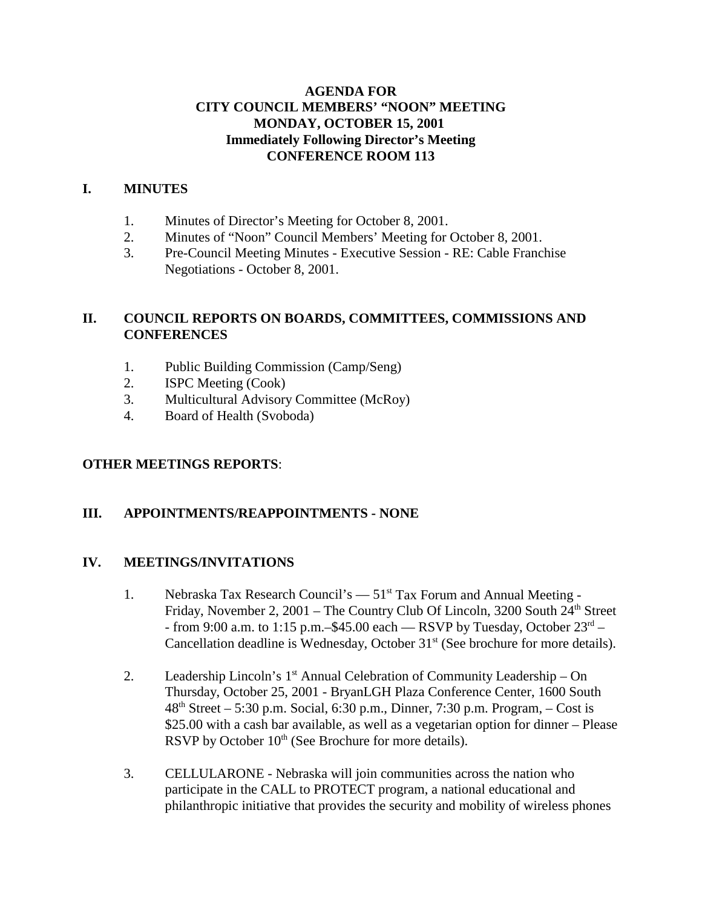**AGENDA FOR**
**CITY COUNCIL MEMBERS' "NOON" MEETING**
**MONDAY, OCTOBER 15, 2001**
**Immediately Following Director's Meeting**
**CONFERENCE ROOM 113**

## I. MINUTES

1. Minutes of Director's Meeting for October 8, 2001.
2. Minutes of "Noon" Council Members' Meeting for October 8, 2001.
3. Pre-Council Meeting Minutes - Executive Session - RE: Cable Franchise Negotiations - October 8, 2001.

## II. COUNCIL REPORTS ON BOARDS, COMMITTEES, COMMISSIONS AND CONFERENCES

1. Public Building Commission (Camp/Seng)
2. ISPC Meeting (Cook)
3. Multicultural Advisory Committee (McRoy)
4. Board of Health (Svoboda)

**OTHER MEETINGS REPORTS**:

## III. APPOINTMENTS/REAPPOINTMENTS - NONE

## IV. MEETINGS/INVITATIONS

1. Nebraska Tax Research Council's — 51st Tax Forum and Annual Meeting - Friday, November 2, 2001 – The Country Club Of Lincoln, 3200 South 24th Street - from 9:00 a.m. to 1:15 p.m.–$45.00 each — RSVP by Tuesday, October 23rd – Cancellation deadline is Wednesday, October 31st (See brochure for more details).

2. Leadership Lincoln's 1st Annual Celebration of Community Leadership – On Thursday, October 25, 2001 - BryanLGH Plaza Conference Center, 1600 South 48th Street – 5:30 p.m. Social, 6:30 p.m., Dinner, 7:30 p.m. Program, – Cost is $25.00 with a cash bar available, as well as a vegetarian option for dinner – Please RSVP by October 10th (See Brochure for more details).

3. CELLULARONE - Nebraska will join communities across the nation who participate in the CALL to PROTECT program, a national educational and philanthropic initiative that provides the security and mobility of wireless phones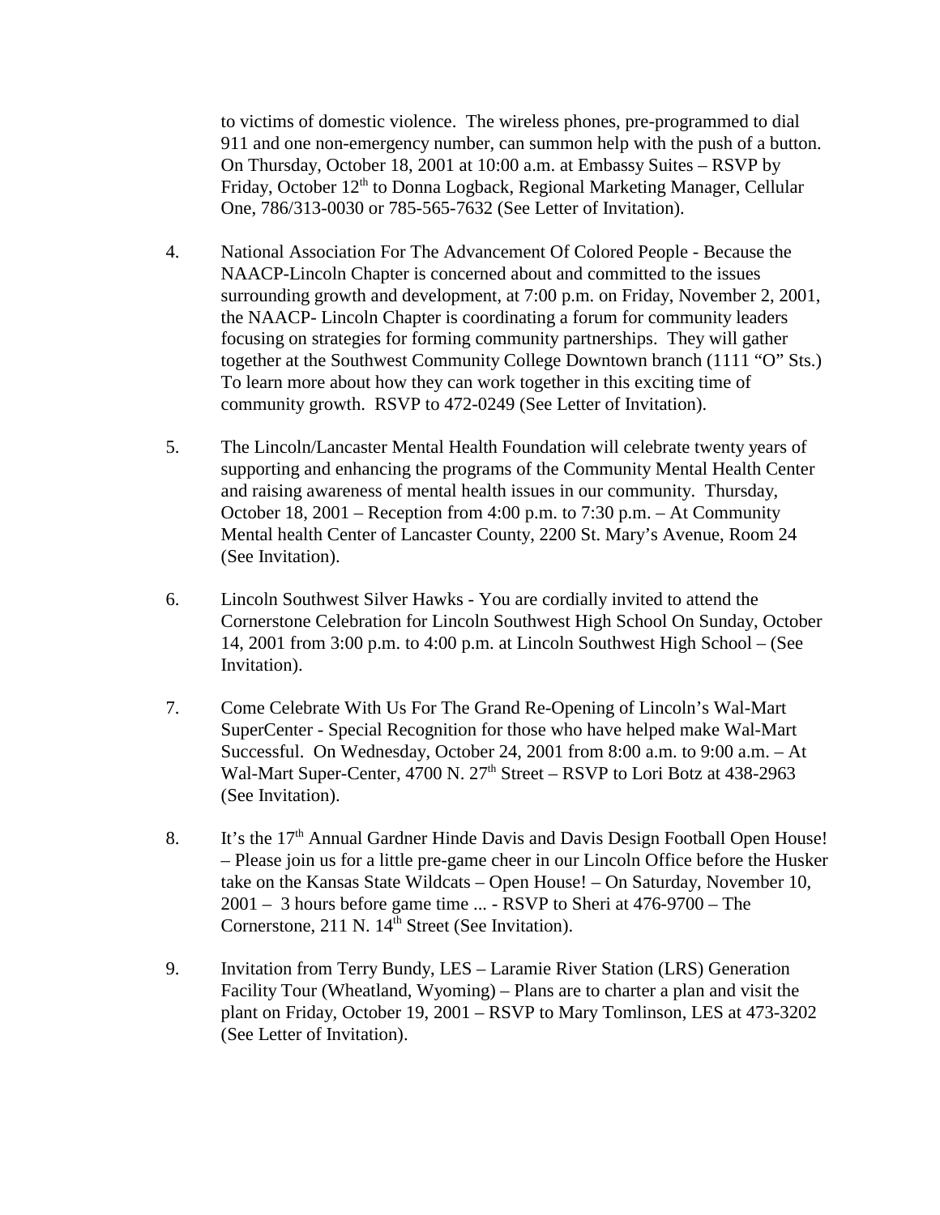to victims of domestic violence. The wireless phones, pre-programmed to dial 911 and one non-emergency number, can summon help with the push of a button. On Thursday, October 18, 2001 at 10:00 a.m. at Embassy Suites – RSVP by Friday, October 12th to Donna Logback, Regional Marketing Manager, Cellular One, 786/313-0030 or 785-565-7632 (See Letter of Invitation).

4. National Association For The Advancement Of Colored People - Because the NAACP-Lincoln Chapter is concerned about and committed to the issues surrounding growth and development, at 7:00 p.m. on Friday, November 2, 2001, the NAACP- Lincoln Chapter is coordinating a forum for community leaders focusing on strategies for forming community partnerships. They will gather together at the Southwest Community College Downtown branch (1111 "O" Sts.) To learn more about how they can work together in this exciting time of community growth. RSVP to 472-0249 (See Letter of Invitation).

5. The Lincoln/Lancaster Mental Health Foundation will celebrate twenty years of supporting and enhancing the programs of the Community Mental Health Center and raising awareness of mental health issues in our community. Thursday, October 18, 2001 – Reception from 4:00 p.m. to 7:30 p.m. – At Community Mental health Center of Lancaster County, 2200 St. Mary's Avenue, Room 24 (See Invitation).

6. Lincoln Southwest Silver Hawks - You are cordially invited to attend the Cornerstone Celebration for Lincoln Southwest High School On Sunday, October 14, 2001 from 3:00 p.m. to 4:00 p.m. at Lincoln Southwest High School – (See Invitation).

7. Come Celebrate With Us For The Grand Re-Opening of Lincoln's Wal-Mart SuperCenter - Special Recognition for those who have helped make Wal-Mart Successful. On Wednesday, October 24, 2001 from 8:00 a.m. to 9:00 a.m. – At Wal-Mart Super-Center, 4700 N. 27th Street – RSVP to Lori Botz at 438-2963 (See Invitation).

8. It's the 17th Annual Gardner Hinde Davis and Davis Design Football Open House! – Please join us for a little pre-game cheer in our Lincoln Office before the Husker take on the Kansas State Wildcats – Open House! – On Saturday, November 10, 2001 – 3 hours before game time ... - RSVP to Sheri at 476-9700 – The Cornerstone, 211 N. 14th Street (See Invitation).

9. Invitation from Terry Bundy, LES – Laramie River Station (LRS) Generation Facility Tour (Wheatland, Wyoming) – Plans are to charter a plan and visit the plant on Friday, October 19, 2001 – RSVP to Mary Tomlinson, LES at 473-3202 (See Letter of Invitation).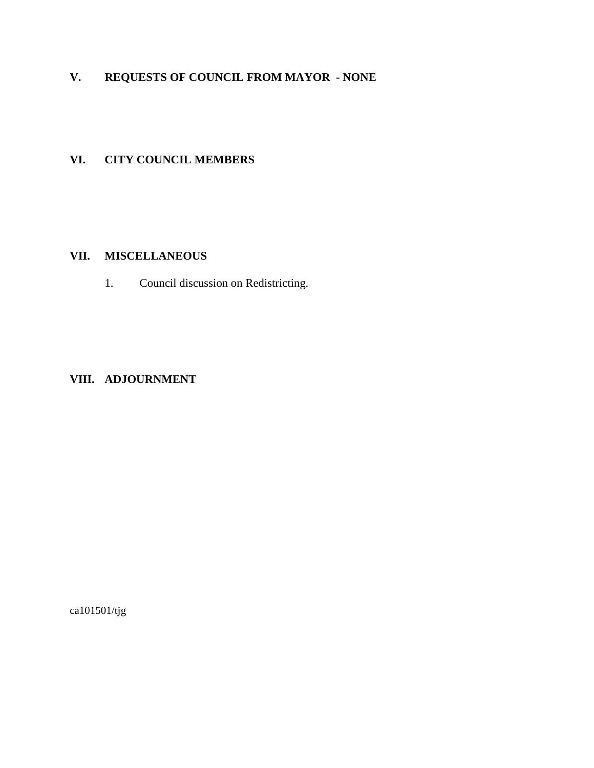## V. REQUESTS OF COUNCIL FROM MAYOR - NONE

## VI. CITY COUNCIL MEMBERS

## VII. MISCELLANEOUS

1. Council discussion on Redistricting.

## VIII. ADJOURNMENT

ca101501/tjg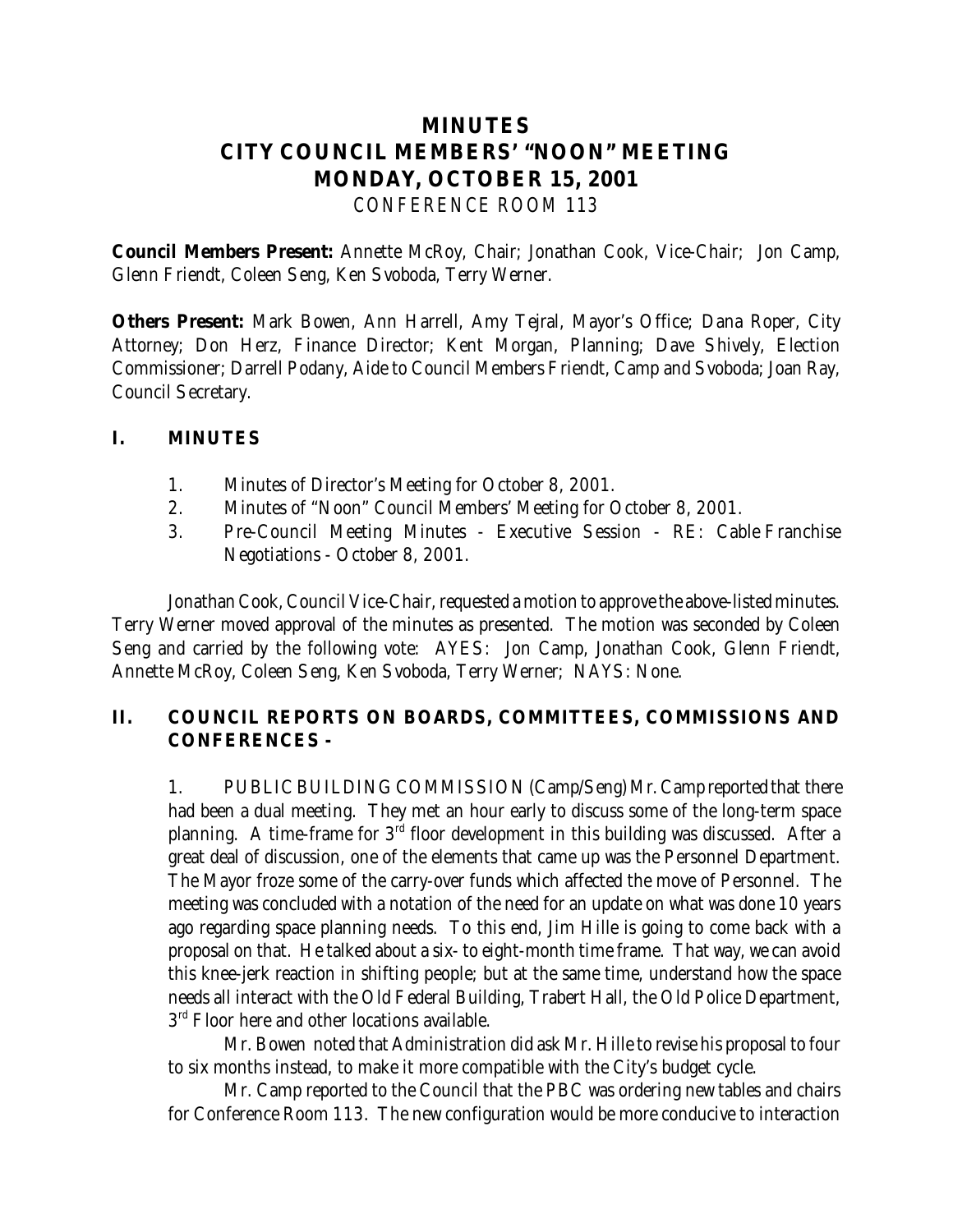# MINUTES
# CITY COUNCIL MEMBERS' "NOON" MEETING
# MONDAY, OCTOBER 15, 2001

CONFERENCE ROOM 113

**Council Members Present:** Annette McRoy, Chair; Jonathan Cook, Vice-Chair; Jon Camp, Glenn Friendt, Coleen Seng, Ken Svoboda, Terry Werner.

**Others Present:** Mark Bowen, Ann Harrell, Amy Tejral, Mayor's Office; Dana Roper, City Attorney; Don Herz, Finance Director; Kent Morgan, Planning; Dave Shively, Election Commissioner; Darrell Podany, Aide to Council Members Friendt, Camp and Svoboda; Joan Ray, Council Secretary.

## I. MINUTES

1. Minutes of Director's Meeting for October 8, 2001.
2. Minutes of "Noon" Council Members' Meeting for October 8, 2001.
3. Pre-Council Meeting Minutes - Executive Session - RE: Cable Franchise Negotiations - October 8, 2001.

Jonathan Cook, Council Vice-Chair, requested a motion to approve the above-listed minutes. Terry Werner moved approval of the minutes as presented. The motion was seconded by Coleen Seng and carried by the following vote: AYES: Jon Camp, Jonathan Cook, Glenn Friendt, Annette McRoy, Coleen Seng, Ken Svoboda, Terry Werner; NAYS: None.

## II. COUNCIL REPORTS ON BOARDS, COMMITTEES, COMMISSIONS AND CONFERENCES -

1. PUBLIC BUILDING COMMISSION (Camp/Seng) Mr. Camp reported that there had been a dual meeting. They met an hour early to discuss some of the long-term space planning. A time-frame for 3rd floor development in this building was discussed. After a great deal of discussion, one of the elements that came up was the Personnel Department. The Mayor froze some of the carry-over funds which affected the move of Personnel. The meeting was concluded with a notation of the need for an update on what was done 10 years ago regarding space planning needs. To this end, Jim Hille is going to come back with a proposal on that. He talked about a six- to eight-month time frame. That way, we can avoid this knee-jerk reaction in shifting people; but at the same time, understand how the space needs all interact with the Old Federal Building, Trabert Hall, the Old Police Department, 3rd Floor here and other locations available.

Mr. Bowen noted that Administration did ask Mr. Hille to revise his proposal to four to six months instead, to make it more compatible with the City's budget cycle.

Mr. Camp reported to the Council that the PBC was ordering new tables and chairs for Conference Room 113. The new configuration would be more conducive to interaction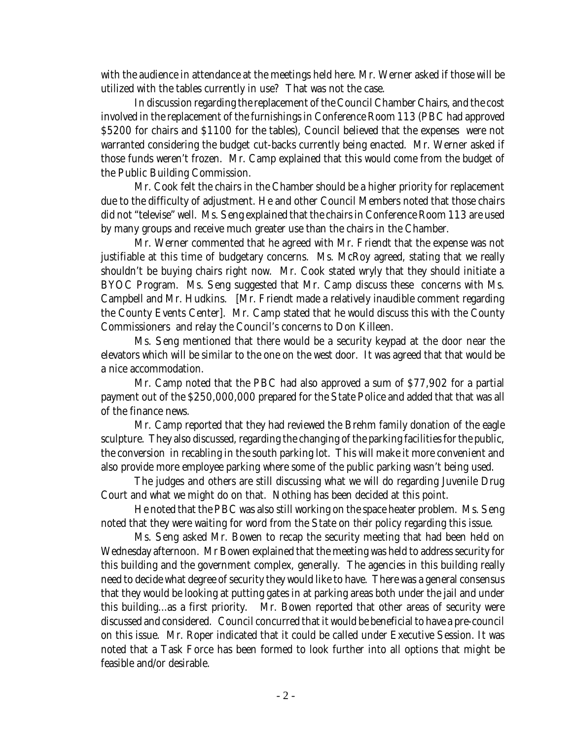with the audience in attendance at the meetings held here. Mr. Werner asked if those will be utilized with the tables currently in use? That was not the case.

In discussion regarding the replacement of the Council Chamber Chairs, and the cost involved in the replacement of the furnishings in Conference Room 113 (PBC had approved $5200 for chairs and $1100 for the tables), Council believed that the expenses were not warranted considering the budget cut-backs currently being enacted. Mr. Werner asked if those funds weren't frozen. Mr. Camp explained that this would come from the budget of the Public Building Commission.

Mr. Cook felt the chairs in the Chamber should be a higher priority for replacement due to the difficulty of adjustment. He and other Council Members noted that those chairs did not "televise" well. Ms. Seng explained that the chairs in Conference Room 113 are used by many groups and receive much greater use than the chairs in the Chamber.

Mr. Werner commented that he agreed with Mr. Friendt that the expense was not justifiable at this time of budgetary concerns. Ms. McRoy agreed, stating that we really shouldn't be buying chairs right now. Mr. Cook stated wryly that they should initiate a BYOC Program. Ms. Seng suggested that Mr. Camp discuss these concerns with Ms. Campbell and Mr. Hudkins. [Mr. Friendt made a relatively inaudible comment regarding the County Events Center]. Mr. Camp stated that he would discuss this with the County Commissioners and relay the Council's concerns to Don Killeen.

Ms. Seng mentioned that there would be a security keypad at the door near the elevators which will be similar to the one on the west door. It was agreed that that would be a nice accommodation.

Mr. Camp noted that the PBC had also approved a sum of $77,902 for a partial payment out of the $250,000,000 prepared for the State Police and added that that was all of the finance news.

Mr. Camp reported that they had reviewed the Brehm family donation of the eagle sculpture. They also discussed, regarding the changing of the parking facilities for the public, the conversion in recabling in the south parking lot. This will make it more convenient and also provide more employee parking where some of the public parking wasn't being used.

The judges and others are still discussing what we will do regarding Juvenile Drug Court and what we might do on that. Nothing has been decided at this point.

He noted that the PBC was also still working on the space heater problem. Ms. Seng noted that they were waiting for word from the State on *their* policy regarding this issue.

Ms. Seng asked Mr. Bowen to recap the security meeting that had been held on Wednesday afternoon. Mr Bowen explained that the meeting was held to address security for this building and the government complex, generally. The agencies in this building really need to decide what degree of security they would like to have. There was a general consensus that they would be looking at putting gates in at parking areas both under the jail and under this building...as a first priority. Mr. Bowen reported that other areas of security were discussed and considered. Council concurred that it would be beneficial to have a pre-council on this issue. Mr. Roper indicated that it could be called under Executive Session. It was noted that a Task Force has been formed to look further into all options that might be feasible and/or desirable.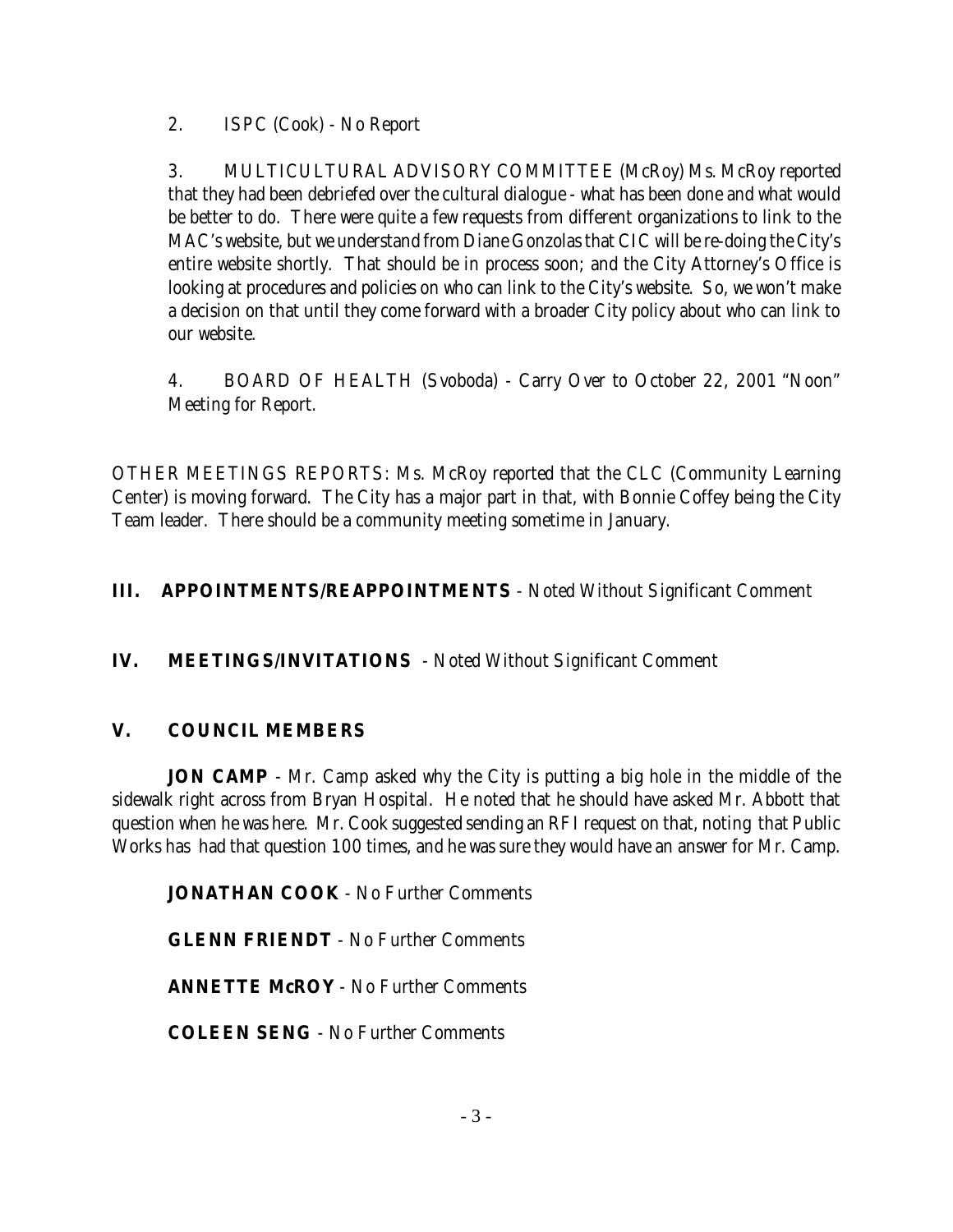2. ISPC (Cook) - No Report

3. MULTICULTURAL ADVISORY COMMITTEE (McRoy) Ms. McRoy reported that they had been debriefed over the cultural dialogue - what has been done and what would be better to do. There were quite a few requests from different organizations to link to the MAC's website, but we understand from Diane Gonzolas that CIC will be re-doing the City's entire website shortly. That should be in process soon; and the City Attorney's Office is looking at procedures and policies on who can link to the City's website. So, we won't make a decision on that until they come forward with a broader City policy about who can link to our website.

4. BOARD OF HEALTH (Svoboda) - Carry Over to October 22, 2001 "Noon" Meeting for Report.

OTHER MEETINGS REPORTS: Ms. McRoy reported that the CLC (Community Learning Center) is moving forward. The City has a major part in that, with Bonnie Coffey being the City Team leader. There should be a community meeting sometime in January.

## III. APPOINTMENTS/REAPPOINTMENTS - Noted Without Significant Comment

## IV. MEETINGS/INVITATIONS - Noted Without Significant Comment

## V. COUNCIL MEMBERS

**JON CAMP** - Mr. Camp asked why the City is putting a big hole in the middle of the sidewalk right across from Bryan Hospital. He noted that he should have asked Mr. Abbott that question when he was here. Mr. Cook suggested sending an RFI request on that, noting that Public Works has had that question 100 times, and he was sure they would have an answer for Mr. Camp.

**JONATHAN COOK** - No Further Comments

**GLENN FRIENDT** - No Further Comments

**ANNETTE McROY** - No Further Comments

**COLEEN SENG** - No Further Comments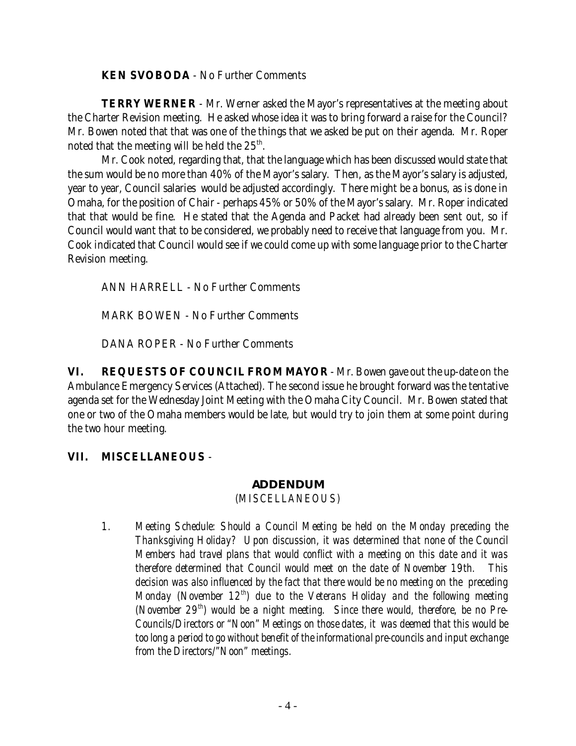**KEN SVOBODA** - No Further Comments

**TERRY WERNER** - Mr. Werner asked the Mayor's representatives at the meeting about the Charter Revision meeting. He asked whose idea it was to bring forward a raise for the Council? Mr. Bowen noted that that was one of the things that we asked be put on their agenda. Mr. Roper noted that the meeting will be held the 25th.

Mr. Cook noted, regarding that, that the language which has been discussed would state that the sum would be no more than 40% of the Mayor's salary. Then, as the Mayor's salary is adjusted, year to year, Council salaries would be adjusted accordingly. There might be a bonus, as is done in Omaha, for the position of Chair - perhaps 45% or 50% of the Mayor's salary. Mr. Roper indicated that that would be fine. He stated that the Agenda and Packet had already been sent out, so if Council would want that to be considered, we probably need to receive that language from you. Mr. Cook indicated that Council would see if we could come up with some language prior to the Charter Revision meeting.

ANN HARRELL - No Further Comments

MARK BOWEN - No Further Comments

DANA ROPER - No Further Comments

**VI. REQUESTS OF COUNCIL FROM MAYOR** - Mr. Bowen gave out the up-date on the Ambulance Emergency Services (Attached). The second issue he brought forward was the tentative agenda set for the Wednesday Joint Meeting with the Omaha City Council. Mr. Bowen stated that one or two of the Omaha members would be late, but would try to join them at some point during the two hour meeting.

**VII. MISCELLANEOUS** -

**ADDENDUM**

*(MISCELLANEOUS)*

1. *Meeting Schedule: Should a Council Meeting be held on the Monday preceding the Thanksgiving Holiday? Upon discussion, it was determined that none of the Council Members had travel plans that would conflict with a meeting on this date and it was therefore determined that Council would meet on the date of November 19th. This decision was also influenced by the fact that there would be no meeting on the preceding Monday (November 12th) due to the Veterans Holiday and the following meeting (November 29th) would be a night meeting. Since there would, therefore, be no Pre-Councils/Directors or "Noon" Meetings on those dates, it was deemed that this would be too long a period to go without benefit of the informational pre-councils and input exchange from the Directors/"Noon" meetings.*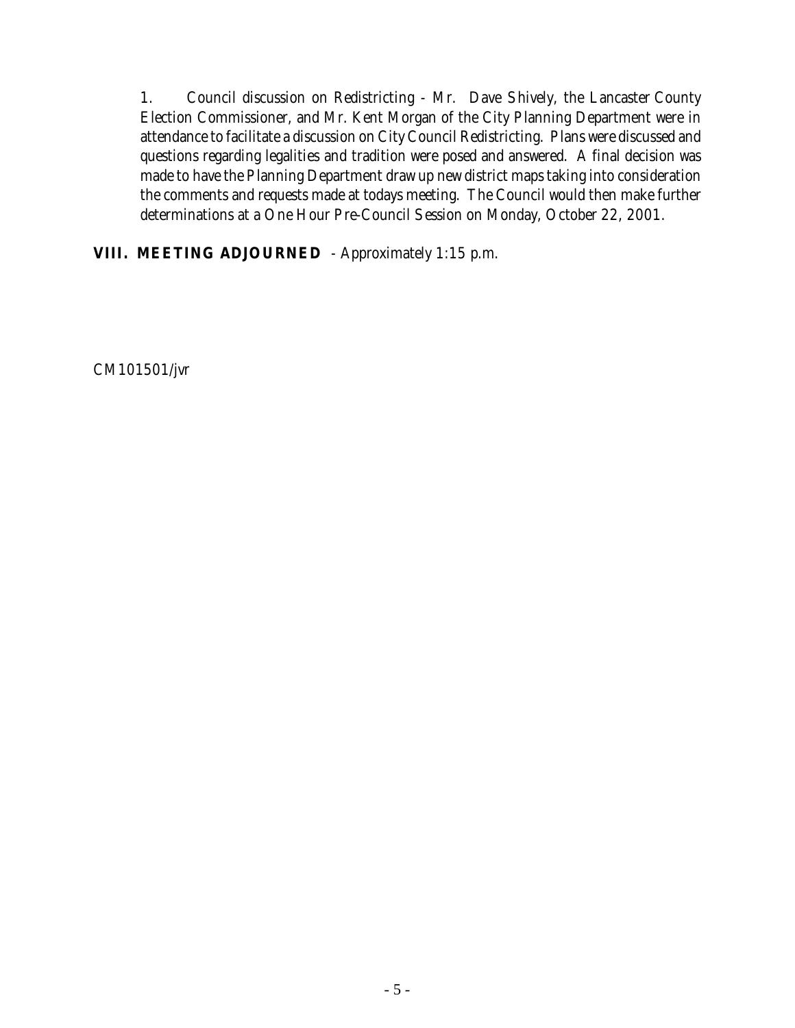1. Council discussion on Redistricting - Mr. Dave Shively, the Lancaster County Election Commissioner, and Mr. Kent Morgan of the City Planning Department were in attendance to facilitate a discussion on City Council Redistricting. Plans were discussed and questions regarding legalities and tradition were posed and answered. A final decision was made to have the Planning Department draw up new district maps taking into consideration the comments and requests made at todays meeting. The Council would then make further determinations at a One Hour Pre-Council Session on Monday, October 22, 2001.

**VIII. MEETING ADJOURNED** - Approximately 1:15 p.m.

CM101501/jvr